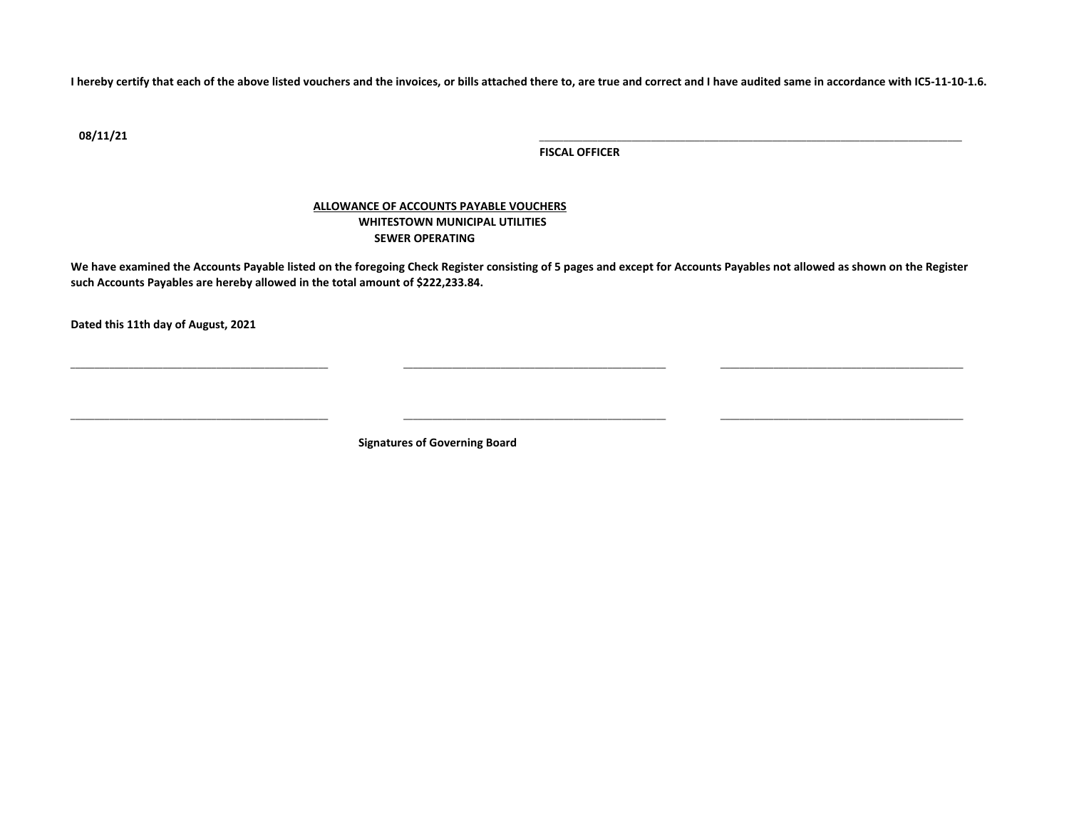**I hereby certify that each of the above listed vouchers and the invoices, or bills attached there to, are true and correct and I have audited same in accordance with IC5-11-10-1.6.**

**08/11/21**

\_\_\_\_\_\_\_\_\_\_\_\_\_\_\_\_\_\_\_\_\_\_\_\_\_\_\_\_\_\_\_\_\_\_\_\_\_\_\_\_\_\_\_\_\_\_\_\_\_\_\_\_\_\_\_\_\_\_\_\_\_\_\_\_\_\_\_\_\_\_\_\_

**FISCAL OFFICER**

## ALLOWANCE OF ACCOUNTS PAYABLE VOUCHERS

### WHITESTOWN MUNICIPAL UTILITIES

### SEWER OPERATING

**We have examined the Accounts Payable listed on the foregoing Check Register consisting of 5 pages and except for Accounts Payables not allowed as shown on the Register such Accounts Payables are hereby allowed in the total amount of $222,233.84.**

**Dated this 11th day of August, 2021**

\_\_\_\_\_\_\_\_\_\_\_\_\_\_\_\_\_\_\_\_\_\_\_\_\_\_\_\_\_\_\_\_\_\_\_\_\_\_\_\_ \_\_\_\_\_\_\_\_\_\_\_\_\_\_\_\_\_\_\_\_\_\_\_\_\_\_\_\_\_\_\_\_\_\_\_\_\_\_\_\_ \_\_\_\_\_\_\_\_\_\_\_\_\_\_\_\_\_\_\_\_\_\_\_\_\_\_\_\_\_\_\_\_\_\_\_\_\_\_\_\_

\_\_\_\_\_\_\_\_\_\_\_\_\_\_\_\_\_\_\_\_\_\_\_\_\_\_\_\_\_\_\_\_\_\_\_\_\_\_\_\_ \_\_\_\_\_\_\_\_\_\_\_\_\_\_\_\_\_\_\_\_\_\_\_\_\_\_\_\_\_\_\_\_\_\_\_\_\_\_\_\_ \_\_\_\_\_\_\_\_\_\_\_\_\_\_\_\_\_\_\_\_\_\_\_\_\_\_\_\_\_\_\_\_\_\_\_\_\_\_\_\_

**Signatures of Governing Board**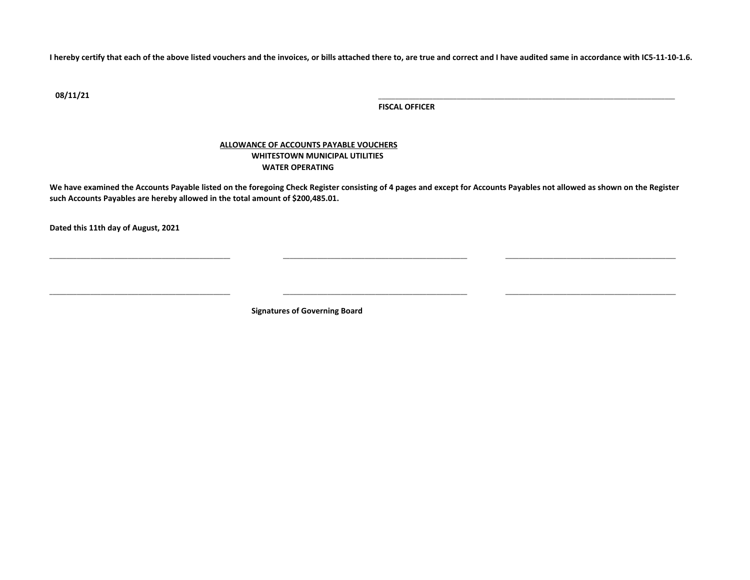**I hereby certify that each of the above listed vouchers and the invoices, or bills attached there to, are true and correct and I have audited same in accordance with IC5-11-10-1.6.**

**08/11/21**

\_\_\_\_\_\_\_\_\_\_\_\_\_\_\_\_\_\_\_\_\_\_\_\_\_\_\_\_\_\_\_\_\_\_\_\_\_\_\_\_\_\_\_\_

**FISCAL OFFICER**

**ALLOWANCE OF ACCOUNTS PAYABLE VOUCHERS**
**WHITESTOWN MUNICIPAL UTILITIES**
**WATER OPERATING**

**We have examined the Accounts Payable listed on the foregoing Check Register consisting of 4 pages and except for Accounts Payables not allowed as shown on the Register such Accounts Payables are hereby allowed in the total amount of $200,485.01.**

**Dated this 11th day of August, 2021**

\_\_\_\_\_\_\_\_\_\_\_\_\_\_\_\_\_\_\_\_\_\_\_\_\_\_\_\_ \_\_\_\_\_\_\_\_\_\_\_\_\_\_\_\_\_\_\_\_\_\_\_\_\_\_\_\_ \_\_\_\_\_\_\_\_\_\_\_\_\_\_\_\_\_\_\_\_\_\_\_\_\_\_\_\_

\_\_\_\_\_\_\_\_\_\_\_\_\_\_\_\_\_\_\_\_\_\_\_\_\_\_\_\_ \_\_\_\_\_\_\_\_\_\_\_\_\_\_\_\_\_\_\_\_\_\_\_\_\_\_\_\_ \_\_\_\_\_\_\_\_\_\_\_\_\_\_\_\_\_\_\_\_\_\_\_\_\_\_\_\_

**Signatures of Governing Board**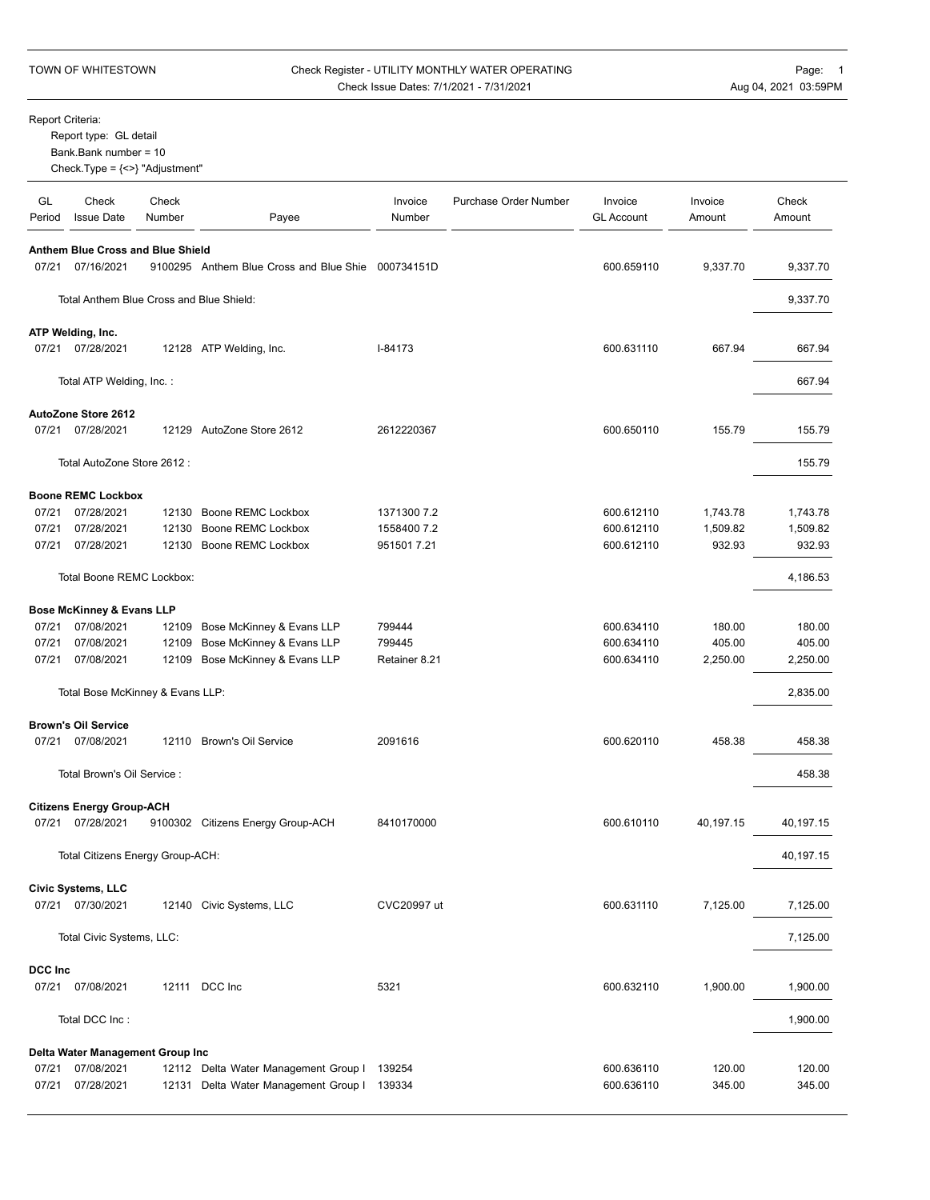TOWN OF WHITESTOWN

Check Register - UTILITY MONTHLY WATER OPERATING
Check Issue Dates: 7/1/2021 - 7/31/2021

Page: 1
Aug 04, 2021 03:59PM

Report Criteria:
Report type: GL detail
Bank.Bank number = 10
Check.Type = {<>} "Adjustment"

| GL Period | Check Issue Date | Check Number | Payee | Invoice Number | Purchase Order Number | Invoice GL Account | Invoice Amount | Check Amount |
|---|---|---|---|---|---|---|---|---|
| **Anthem Blue Cross and Blue Shield** | | | | | | | | |
| 07/21 | 07/16/2021 | 9100295 | Anthem Blue Cross and Blue Shie | 000734151D | | 600.659110 | 9,337.70 | 9,337.70 |
| | Total Anthem Blue Cross and Blue Shield: | | | | | | | 9,337.70 |
| **ATP Welding, Inc.** | | | | | | | | |
| 07/21 | 07/28/2021 | 12128 | ATP Welding, Inc. | I-84173 | | 600.631110 | 667.94 | 667.94 |
| | Total ATP Welding, Inc. : | | | | | | | 667.94 |
| **AutoZone Store 2612** | | | | | | | | |
| 07/21 | 07/28/2021 | 12129 | AutoZone Store 2612 | 2612220367 | | 600.650110 | 155.79 | 155.79 |
| | Total AutoZone Store 2612 : | | | | | | | 155.79 |
| **Boone REMC Lockbox** | | | | | | | | |
| 07/21 | 07/28/2021 | 12130 | Boone REMC Lockbox | 1371300 7.2 | | 600.612110 | 1,743.78 | 1,743.78 |
| 07/21 | 07/28/2021 | 12130 | Boone REMC Lockbox | 1558400 7.2 | | 600.612110 | 1,509.82 | 1,509.82 |
| 07/21 | 07/28/2021 | 12130 | Boone REMC Lockbox | 951501 7.21 | | 600.612110 | 932.93 | 932.93 |
| | Total Boone REMC Lockbox: | | | | | | | 4,186.53 |
| **Bose McKinney & Evans LLP** | | | | | | | | |
| 07/21 | 07/08/2021 | 12109 | Bose McKinney & Evans LLP | 799444 | | 600.634110 | 180.00 | 180.00 |
| 07/21 | 07/08/2021 | 12109 | Bose McKinney & Evans LLP | 799445 | | 600.634110 | 405.00 | 405.00 |
| 07/21 | 07/08/2021 | 12109 | Bose McKinney & Evans LLP | Retainer 8.21 | | 600.634110 | 2,250.00 | 2,250.00 |
| | Total Bose McKinney & Evans LLP: | | | | | | | 2,835.00 |
| **Brown's Oil Service** | | | | | | | | |
| 07/21 | 07/08/2021 | 12110 | Brown's Oil Service | 2091616 | | 600.620110 | 458.38 | 458.38 |
| | Total Brown's Oil Service : | | | | | | | 458.38 |
| **Citizens Energy Group-ACH** | | | | | | | | |
| 07/21 | 07/28/2021 | 9100302 | Citizens Energy Group-ACH | 8410170000 | | 600.610110 | 40,197.15 | 40,197.15 |
| | Total Citizens Energy Group-ACH: | | | | | | | 40,197.15 |
| **Civic Systems, LLC** | | | | | | | | |
| 07/21 | 07/30/2021 | 12140 | Civic Systems, LLC | CVC20997 ut | | 600.631110 | 7,125.00 | 7,125.00 |
| | Total Civic Systems, LLC: | | | | | | | 7,125.00 |
| **DCC Inc** | | | | | | | | |
| 07/21 | 07/08/2021 | 12111 | DCC Inc | 5321 | | 600.632110 | 1,900.00 | 1,900.00 |
| | Total DCC Inc : | | | | | | | 1,900.00 |
| **Delta Water Management Group Inc** | | | | | | | | |
| 07/21 | 07/08/2021 | 12112 | Delta Water Management Group I | 139254 | | 600.636110 | 120.00 | 120.00 |
| 07/21 | 07/28/2021 | 12131 | Delta Water Management Group I | 139334 | | 600.636110 | 345.00 | 345.00 |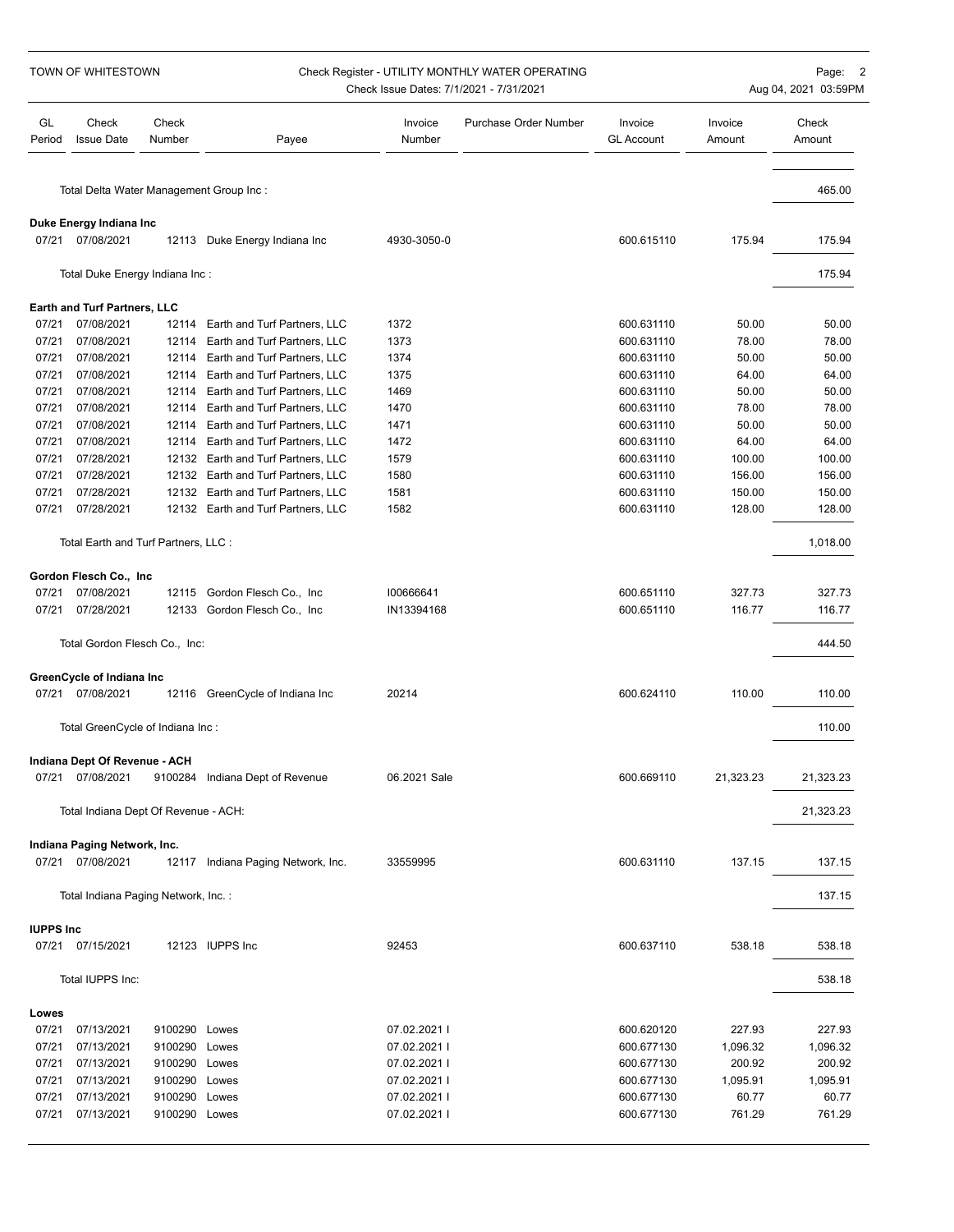TOWN OF WHITESTOWN

Check Register - UTILITY MONTHLY WATER OPERATING
Check Issue Dates: 7/1/2021 - 7/31/2021

| GL Period | Check Issue Date | Check Number | Payee | Invoice Number | Purchase Order Number | Invoice GL Account | Invoice Amount | Check Amount |
|---|---|---|---|---|---|---|---|---|
| | Total Delta Water Management Group Inc : | | | | | | | 465.00 |
| **Duke Energy Indiana Inc** | | | | | | | | |
| 07/21 | 07/08/2021 | 12113 | Duke Energy Indiana Inc | 4930-3050-0 | | 600.615110 | 175.94 | 175.94 |
| | Total Duke Energy Indiana Inc : | | | | | | | 175.94 |
| **Earth and Turf Partners, LLC** | | | | | | | | |
| 07/21 | 07/08/2021 | 12114 | Earth and Turf Partners, LLC | 1372 | | 600.631110 | 50.00 | 50.00 |
| 07/21 | 07/08/2021 | 12114 | Earth and Turf Partners, LLC | 1373 | | 600.631110 | 78.00 | 78.00 |
| 07/21 | 07/08/2021 | 12114 | Earth and Turf Partners, LLC | 1374 | | 600.631110 | 50.00 | 50.00 |
| 07/21 | 07/08/2021 | 12114 | Earth and Turf Partners, LLC | 1375 | | 600.631110 | 64.00 | 64.00 |
| 07/21 | 07/08/2021 | 12114 | Earth and Turf Partners, LLC | 1469 | | 600.631110 | 50.00 | 50.00 |
| 07/21 | 07/08/2021 | 12114 | Earth and Turf Partners, LLC | 1470 | | 600.631110 | 78.00 | 78.00 |
| 07/21 | 07/08/2021 | 12114 | Earth and Turf Partners, LLC | 1471 | | 600.631110 | 50.00 | 50.00 |
| 07/21 | 07/08/2021 | 12114 | Earth and Turf Partners, LLC | 1472 | | 600.631110 | 64.00 | 64.00 |
| 07/21 | 07/28/2021 | 12132 | Earth and Turf Partners, LLC | 1579 | | 600.631110 | 100.00 | 100.00 |
| 07/21 | 07/28/2021 | 12132 | Earth and Turf Partners, LLC | 1580 | | 600.631110 | 156.00 | 156.00 |
| 07/21 | 07/28/2021 | 12132 | Earth and Turf Partners, LLC | 1581 | | 600.631110 | 150.00 | 150.00 |
| 07/21 | 07/28/2021 | 12132 | Earth and Turf Partners, LLC | 1582 | | 600.631110 | 128.00 | 128.00 |
| | Total Earth and Turf Partners, LLC : | | | | | | | 1,018.00 |
| **Gordon Flesch Co., Inc** | | | | | | | | |
| 07/21 | 07/08/2021 | 12115 | Gordon Flesch Co., Inc | I00666641 | | 600.651110 | 327.73 | 327.73 |
| 07/21 | 07/28/2021 | 12133 | Gordon Flesch Co., Inc | IN13394168 | | 600.651110 | 116.77 | 116.77 |
| | Total Gordon Flesch Co., Inc: | | | | | | | 444.50 |
| **GreenCycle of Indiana Inc** | | | | | | | | |
| 07/21 | 07/08/2021 | 12116 | GreenCycle of Indiana Inc | 20214 | | 600.624110 | 110.00 | 110.00 |
| | Total GreenCycle of Indiana Inc : | | | | | | | 110.00 |
| **Indiana Dept Of Revenue - ACH** | | | | | | | | |
| 07/21 | 07/08/2021 | 9100284 | Indiana Dept of Revenue | 06.2021 Sale | | 600.669110 | 21,323.23 | 21,323.23 |
| | Total Indiana Dept Of Revenue - ACH: | | | | | | | 21,323.23 |
| **Indiana Paging Network, Inc.** | | | | | | | | |
| 07/21 | 07/08/2021 | 12117 | Indiana Paging Network, Inc. | 33559995 | | 600.631110 | 137.15 | 137.15 |
| | Total Indiana Paging Network, Inc. : | | | | | | | 137.15 |
| **IUPPS Inc** | | | | | | | | |
| 07/21 | 07/15/2021 | 12123 | IUPPS Inc | 92453 | | 600.637110 | 538.18 | 538.18 |
| | Total IUPPS Inc: | | | | | | | 538.18 |
| **Lowes** | | | | | | | | |
| 07/21 | 07/13/2021 | 9100290 | Lowes | 07.02.2021 I | | 600.620120 | 227.93 | 227.93 |
| 07/21 | 07/13/2021 | 9100290 | Lowes | 07.02.2021 I | | 600.677130 | 1,096.32 | 1,096.32 |
| 07/21 | 07/13/2021 | 9100290 | Lowes | 07.02.2021 I | | 600.677130 | 200.92 | 200.92 |
| 07/21 | 07/13/2021 | 9100290 | Lowes | 07.02.2021 I | | 600.677130 | 1,095.91 | 1,095.91 |
| 07/21 | 07/13/2021 | 9100290 | Lowes | 07.02.2021 I | | 600.677130 | 60.77 | 60.77 |
| 07/21 | 07/13/2021 | 9100290 | Lowes | 07.02.2021 I | | 600.677130 | 761.29 | 761.29 |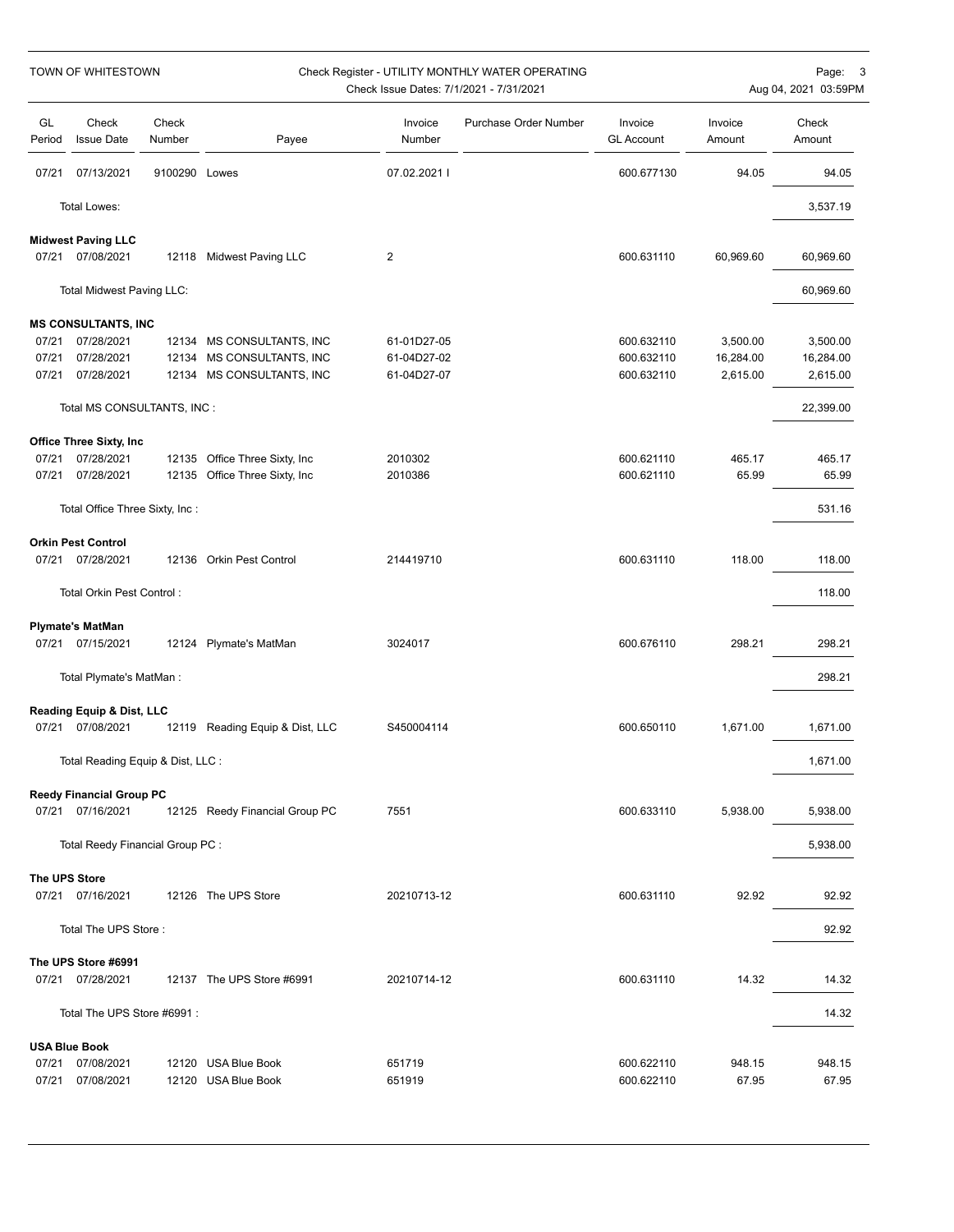TOWN OF WHITESTOWN

Check Register - UTILITY MONTHLY WATER OPERATING
Check Issue Dates: 7/1/2021 - 7/31/2021

| GL Period | Check Issue Date | Check Number | Payee | Invoice Number | Purchase Order Number | Invoice GL Account | Invoice Amount | Check Amount |
|---|---|---|---|---|---|---|---|---|
| 07/21 | 07/13/2021 | 9100290 | Lowes | 07.02.2021 I | | 600.677130 | 94.05 | 94.05 |
| | Total Lowes: | | | | | | | 3,537.19 |
| **Midwest Paving LLC** | | | | | | | | |
| 07/21 | 07/08/2021 | 12118 | Midwest Paving LLC | 2 | | 600.631110 | 60,969.60 | 60,969.60 |
| | Total Midwest Paving LLC: | | | | | | | 60,969.60 |
| **MS CONSULTANTS, INC** | | | | | | | | |
| 07/21 | 07/28/2021 | 12134 | MS CONSULTANTS, INC | 61-01D27-05 | | 600.632110 | 3,500.00 | 3,500.00 |
| 07/21 | 07/28/2021 | 12134 | MS CONSULTANTS, INC | 61-04D27-02 | | 600.632110 | 16,284.00 | 16,284.00 |
| 07/21 | 07/28/2021 | 12134 | MS CONSULTANTS, INC | 61-04D27-07 | | 600.632110 | 2,615.00 | 2,615.00 |
| | Total MS CONSULTANTS, INC : | | | | | | | 22,399.00 |
| **Office Three Sixty, Inc** | | | | | | | | |
| 07/21 | 07/28/2021 | 12135 | Office Three Sixty, Inc | 2010302 | | 600.621110 | 465.17 | 465.17 |
| 07/21 | 07/28/2021 | 12135 | Office Three Sixty, Inc | 2010386 | | 600.621110 | 65.99 | 65.99 |
| | Total Office Three Sixty, Inc : | | | | | | | 531.16 |
| **Orkin Pest Control** | | | | | | | | |
| 07/21 | 07/28/2021 | 12136 | Orkin Pest Control | 214419710 | | 600.631110 | 118.00 | 118.00 |
| | Total Orkin Pest Control : | | | | | | | 118.00 |
| **Plymate's MatMan** | | | | | | | | |
| 07/21 | 07/15/2021 | 12124 | Plymate's MatMan | 3024017 | | 600.676110 | 298.21 | 298.21 |
| | Total Plymate's MatMan : | | | | | | | 298.21 |
| **Reading Equip & Dist, LLC** | | | | | | | | |
| 07/21 | 07/08/2021 | 12119 | Reading Equip & Dist, LLC | S450004114 | | 600.650110 | 1,671.00 | 1,671.00 |
| | Total Reading Equip & Dist, LLC : | | | | | | | 1,671.00 |
| **Reedy Financial Group PC** | | | | | | | | |
| 07/21 | 07/16/2021 | 12125 | Reedy Financial Group PC | 7551 | | 600.633110 | 5,938.00 | 5,938.00 |
| | Total Reedy Financial Group PC : | | | | | | | 5,938.00 |
| **The UPS Store** | | | | | | | | |
| 07/21 | 07/16/2021 | 12126 | The UPS Store | 20210713-12 | | 600.631110 | 92.92 | 92.92 |
| | Total The UPS Store : | | | | | | | 92.92 |
| **The UPS Store #6991** | | | | | | | | |
| 07/21 | 07/28/2021 | 12137 | The UPS Store #6991 | 20210714-12 | | 600.631110 | 14.32 | 14.32 |
| | Total The UPS Store #6991 : | | | | | | | 14.32 |
| **USA Blue Book** | | | | | | | | |
| 07/21 | 07/08/2021 | 12120 | USA Blue Book | 651719 | | 600.622110 | 948.15 | 948.15 |
| 07/21 | 07/08/2021 | 12120 | USA Blue Book | 651919 | | 600.622110 | 67.95 | 67.95 |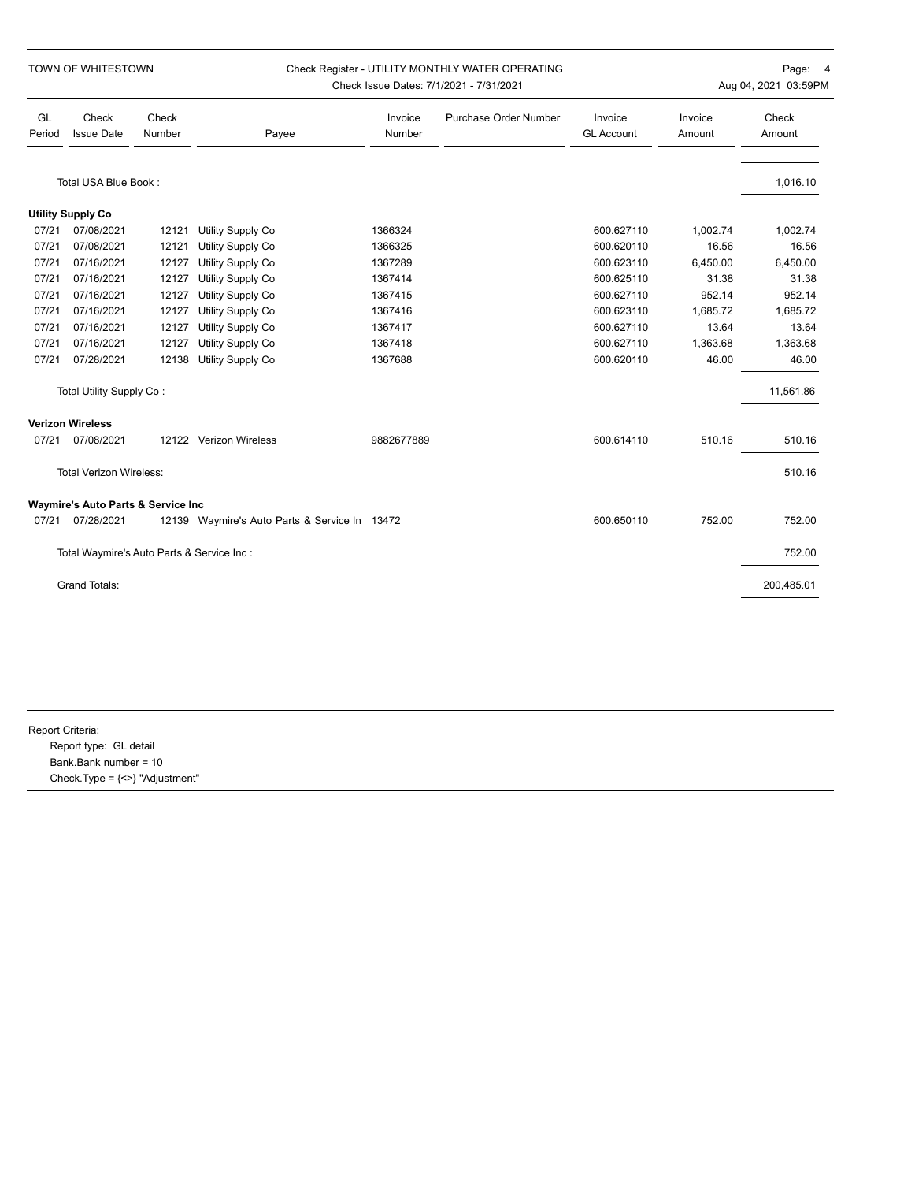TOWN OF WHITESTOWN

Check Register - UTILITY MONTHLY WATER OPERATING
Check Issue Dates: 7/1/2021 - 7/31/2021

| GL Period | Check Issue Date | Check Number | Payee | Invoice Number | Purchase Order Number | Invoice GL Account | Invoice Amount | Check Amount |
|---|---|---|---|---|---|---|---|---|
| | Total USA Blue Book : | | | | | | | 1,016.10 |
| **Utility Supply Co** | | | | | | | | |
| 07/21 | 07/08/2021 | 12121 | Utility Supply Co | 1366324 | | 600.627110 | 1,002.74 | 1,002.74 |
| 07/21 | 07/08/2021 | 12121 | Utility Supply Co | 1366325 | | 600.620110 | 16.56 | 16.56 |
| 07/21 | 07/16/2021 | 12127 | Utility Supply Co | 1367289 | | 600.623110 | 6,450.00 | 6,450.00 |
| 07/21 | 07/16/2021 | 12127 | Utility Supply Co | 1367414 | | 600.625110 | 31.38 | 31.38 |
| 07/21 | 07/16/2021 | 12127 | Utility Supply Co | 1367415 | | 600.627110 | 952.14 | 952.14 |
| 07/21 | 07/16/2021 | 12127 | Utility Supply Co | 1367416 | | 600.623110 | 1,685.72 | 1,685.72 |
| 07/21 | 07/16/2021 | 12127 | Utility Supply Co | 1367417 | | 600.627110 | 13.64 | 13.64 |
| 07/21 | 07/16/2021 | 12127 | Utility Supply Co | 1367418 | | 600.627110 | 1,363.68 | 1,363.68 |
| 07/21 | 07/28/2021 | 12138 | Utility Supply Co | 1367688 | | 600.620110 | 46.00 | 46.00 |
| | Total Utility Supply Co : | | | | | | | 11,561.86 |
| **Verizon Wireless** | | | | | | | | |
| 07/21 | 07/08/2021 | 12122 | Verizon Wireless | 9882677889 | | 600.614110 | 510.16 | 510.16 |
| | Total Verizon Wireless: | | | | | | | 510.16 |
| **Waymire's Auto Parts & Service Inc** | | | | | | | | |
| 07/21 | 07/28/2021 | 12139 | Waymire's Auto Parts & Service In | 13472 | | 600.650110 | 752.00 | 752.00 |
| | Total Waymire's Auto Parts & Service Inc : | | | | | | | 752.00 |
| | Grand Totals: | | | | | | | 200,485.01 |

Report Criteria:
Report type: GL detail
Bank.Bank number = 10
Check.Type = {<>} "Adjustment"